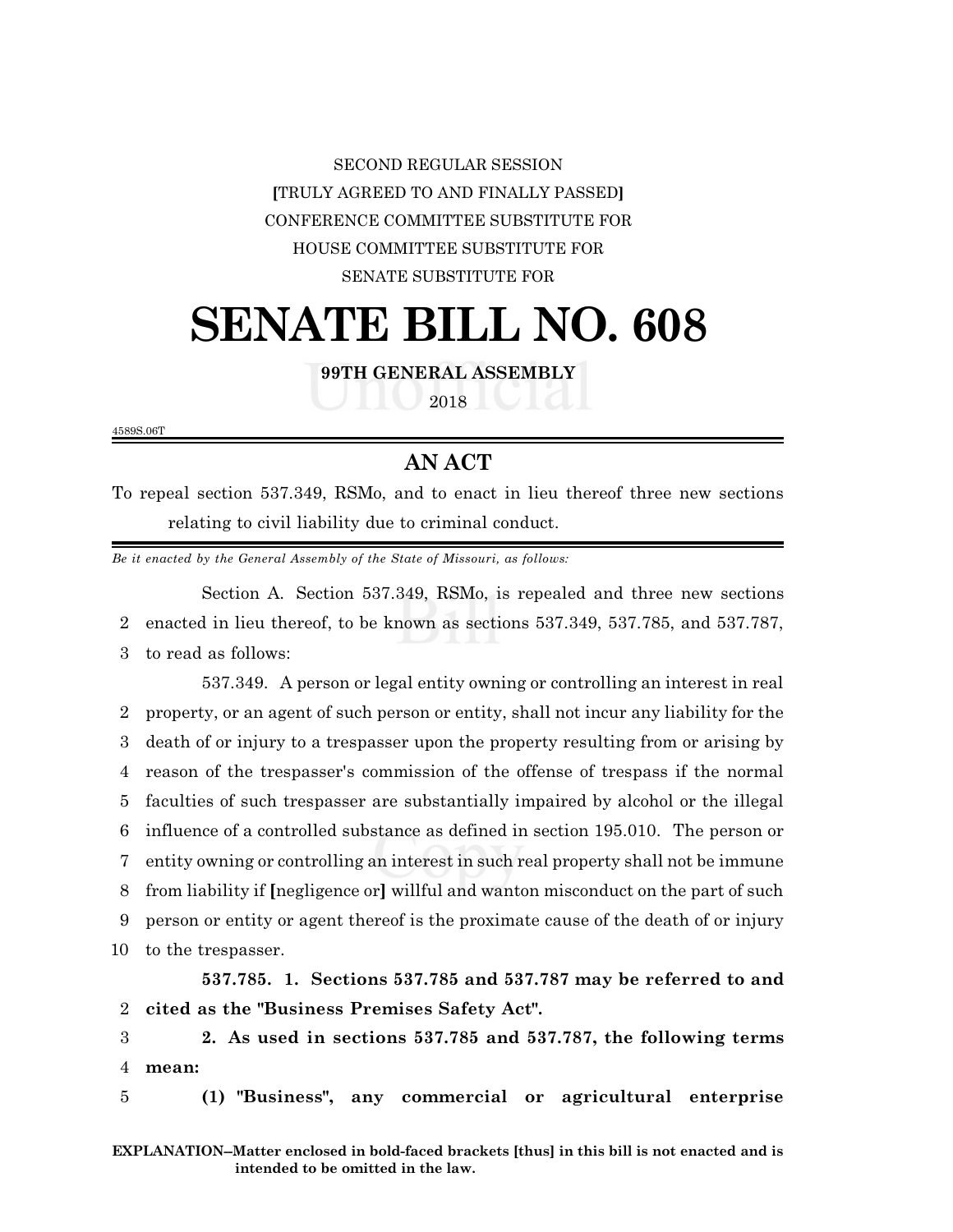SECOND REGULAR SESSION

**[**TRULY AGREED TO AND FINALLY PASSED**]**

CONFERENCE COMMITTEE SUBSTITUTE FOR

HOUSE COMMITTEE SUBSTITUTE FOR

SENATE SUBSTITUTE FOR

# SENATE BILL NO. 608

**99TH GENERAL ASSEMBLY**

2018

4589S.06T

## AN ACT

To repeal section 537.349, RSMo, and to enact in lieu thereof three new sections relating to civil liability due to criminal conduct.

*Be it enacted by the General Assembly of the State of Missouri, as follows:*

Section A. Section 537.349, RSMo, is repealed and three new sections enacted in lieu thereof, to be known as sections 537.349, 537.785, and 537.787, to read as follows:

537.349. A person or legal entity owning or controlling an interest in real property, or an agent of such person or entity, shall not incur any liability for the death of or injury to a trespasser upon the property resulting from or arising by reason of the trespasser's commission of the offense of trespass if the normal faculties of such trespasser are substantially impaired by alcohol or the illegal influence of a controlled substance as defined in section 195.010. The person or entity owning or controlling an interest in such real property shall not be immune from liability if **[**negligence or**]** willful and wanton misconduct on the part of such person or entity or agent thereof is the proximate cause of the death of or injury to the trespasser.

**537.785. 1. Sections 537.785 and 537.787 may be referred to and cited as the "Business Premises Safety Act".**

**2. As used in sections 537.785 and 537.787, the following terms mean:**

**(1) "Business", any commercial or agricultural enterprise**

**EXPLANATION–Matter enclosed in bold-faced brackets [thus] in this bill is not enacted and is intended to be omitted in the law.**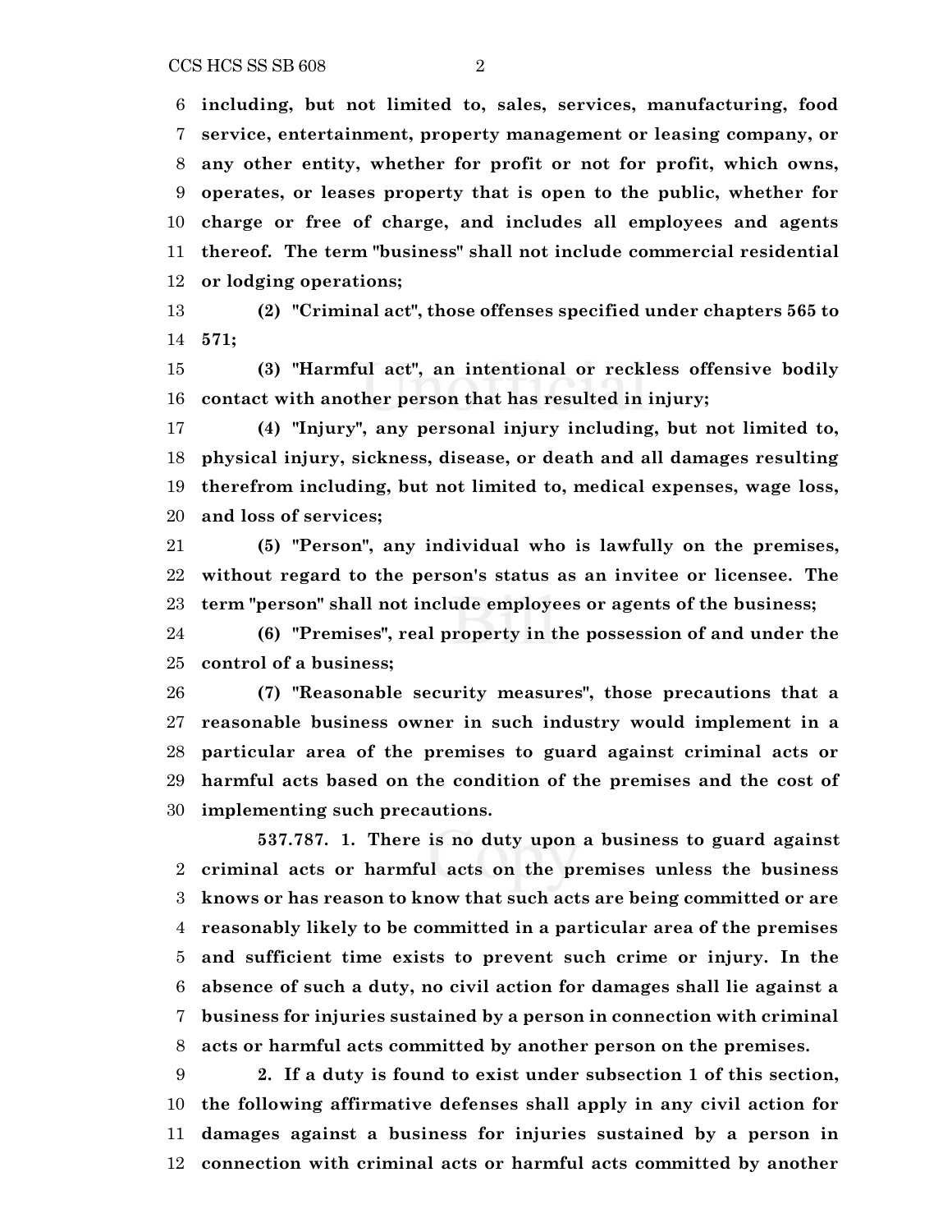**including, but not limited to, sales, services, manufacturing, food service, entertainment, property management or leasing company, or any other entity, whether for profit or not for profit, which owns, operates, or leases property that is open to the public, whether for charge or free of charge, and includes all employees and agents thereof. The term "business" shall not include commercial residential or lodging operations;**

**(2) "Criminal act", those offenses specified under chapters 565 to 571;**

**(3) "Harmful act", an intentional or reckless offensive bodily contact with another person that has resulted in injury;**

**(4) "Injury", any personal injury including, but not limited to, physical injury, sickness, disease, or death and all damages resulting therefrom including, but not limited to, medical expenses, wage loss, and loss of services;**

**(5) "Person", any individual who is lawfully on the premises, without regard to the person's status as an invitee or licensee. The term "person" shall not include employees or agents of the business;**

**(6) "Premises", real property in the possession of and under the control of a business;**

**(7) "Reasonable security measures", those precautions that a reasonable business owner in such industry would implement in a particular area of the premises to guard against criminal acts or harmful acts based on the condition of the premises and the cost of implementing such precautions.**

**537.787. 1. There is no duty upon a business to guard against criminal acts or harmful acts on the premises unless the business knows or has reason to know that such acts are being committed or are reasonably likely to be committed in a particular area of the premises and sufficient time exists to prevent such crime or injury. In the absence of such a duty, no civil action for damages shall lie against a business for injuries sustained by a person in connection with criminal acts or harmful acts committed by another person on the premises.**

**2. If a duty is found to exist under subsection 1 of this section, the following affirmative defenses shall apply in any civil action for damages against a business for injuries sustained by a person in connection with criminal acts or harmful acts committed by another**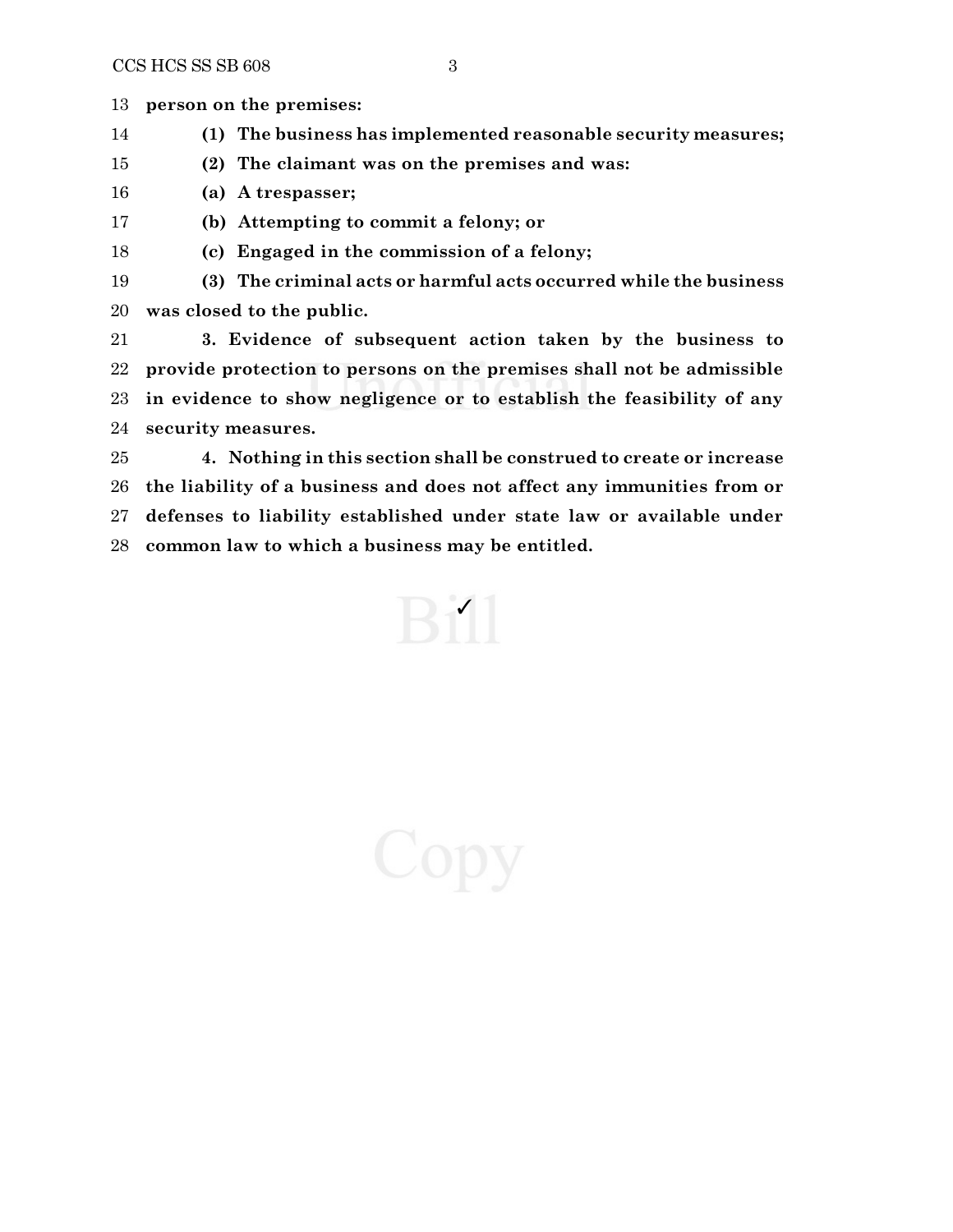**person on the premises:**

**(1) The business has implemented reasonable security measures;**

**(2) The claimant was on the premises and was:**

**(a) A trespasser;**

**(b) Attempting to commit a felony; or**

**(c) Engaged in the commission of a felony;**

**(3) The criminal acts or harmful acts occurred while the business was closed to the public.**

**3. Evidence of subsequent action taken by the business to provide protection to persons on the premises shall not be admissible in evidence to show negligence or to establish the feasibility of any security measures.**

**4. Nothing in this section shall be construed to create or increase the liability of a business and does not affect any immunities from or defenses to liability established under state law or available under common law to which a business may be entitled.**

✓